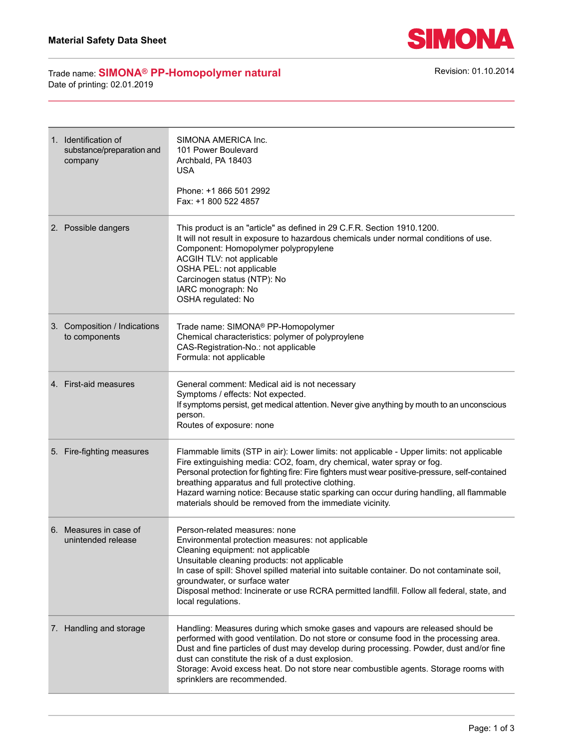**Material Safety Data Sheet**

SIMONA

Trade name: **SIMONA® PP-Homopolymer natural**

Date of printing: 02.01.2019

Revision: 01.10.2014

| | |
|---|---|
| 1. Identification of substance/preparation and company | SIMONA AMERICA Inc.<br>101 Power Boulevard<br>Archbald, PA 18403<br>USA<br><br>Phone: +1 866 501 2992<br>Fax: +1 800 522 4857 |
| 2. Possible dangers | This product is an "article" as defined in 29 C.F.R. Section 1910.1200.<br>It will not result in exposure to hazardous chemicals under normal conditions of use.<br>Component: Homopolymer polypropylene<br>ACGIH TLV: not applicable<br>OSHA PEL: not applicable<br>Carcinogen status (NTP): No<br>IARC monograph: No<br>OSHA regulated: No |
| 3. Composition / Indications to components | Trade name: SIMONA® PP-Homopolymer<br>Chemical characteristics: polymer of polyproylene<br>CAS-Registration-No.: not applicable<br>Formula: not applicable |
| 4. First-aid measures | General comment: Medical aid is not necessary<br>Symptoms / effects: Not expected.<br>If symptoms persist, get medical attention. Never give anything by mouth to an unconscious person.<br>Routes of exposure: none |
| 5. Fire-fighting measures | Flammable limits (STP in air): Lower limits: not applicable - Upper limits: not applicable<br>Fire extinguishing media: $CO_2$, foam, dry chemical, water spray or fog.<br>Personal protection for fighting fire: Fire fighters must wear positive-pressure, self-contained breathing apparatus and full protective clothing.<br>Hazard warning notice: Because static sparking can occur during handling, all flammable materials should be removed from the immediate vicinity. |
| 6. Measures in case of unintended release | Person-related measures: none<br>Environmental protection measures: not applicable<br>Cleaning equipment: not applicable<br>Unsuitable cleaning products: not applicable<br>In case of spill: Shovel spilled material into suitable container. Do not contaminate soil, groundwater, or surface water<br>Disposal method: Incinerate or use RCRA permitted landfill. Follow all federal, state, and local regulations. |
| 7. Handling and storage | Handling: Measures during which smoke gases and vapours are released should be performed with good ventilation. Do not store or consume food in the processing area. Dust and fine particles of dust may develop during processing. Powder, dust and/or fine dust can constitute the risk of a dust explosion.<br>Storage: Avoid excess heat. Do not store near combustible agents. Storage rooms with sprinklers are recommended. |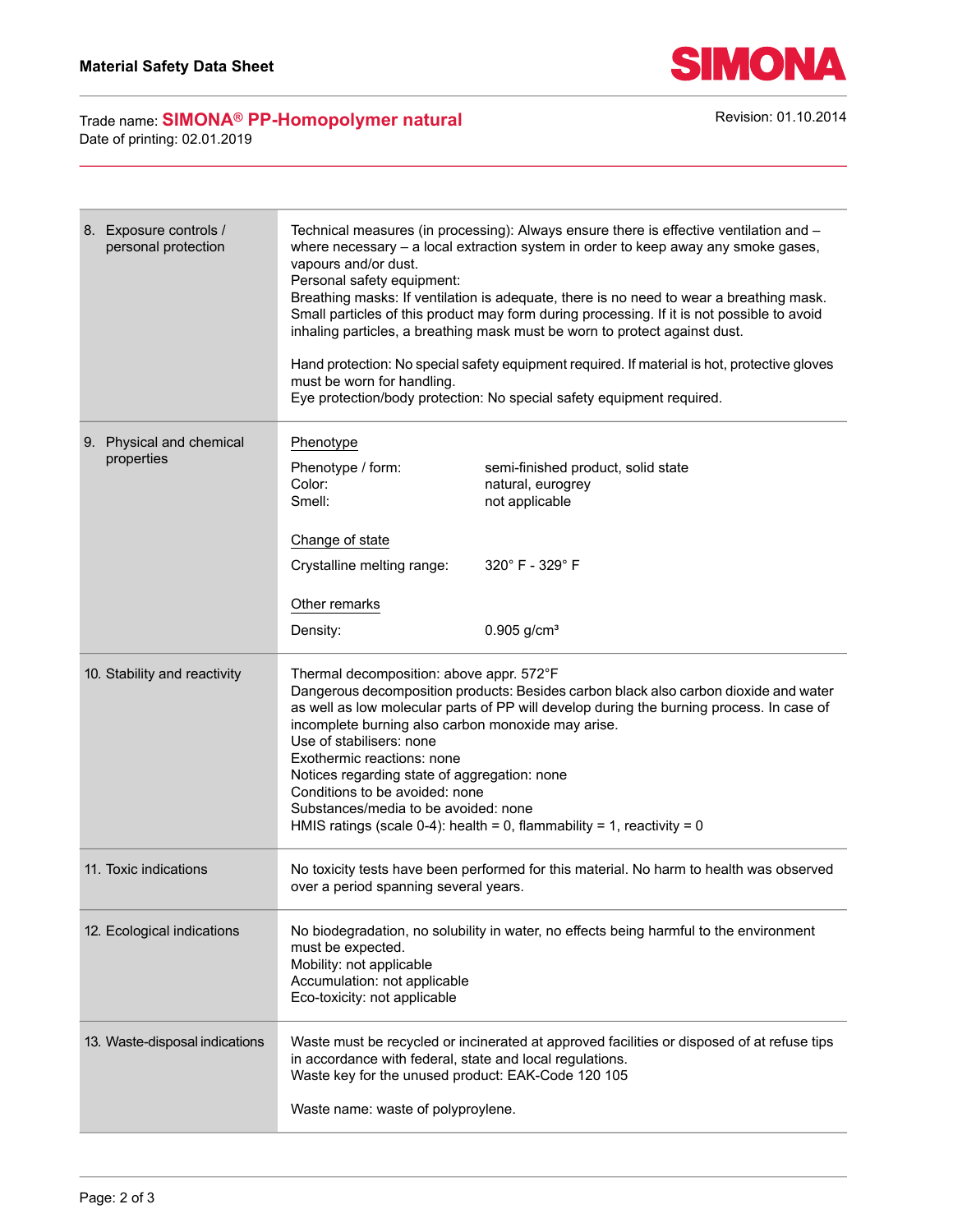**Material Safety Data Sheet**

Trade name: **SIMONA® PP-Homopolymer natural**
Date of printing: 02.01.2019

Revision: 01.10.2014

| | |
|---|---|
| 8. Exposure controls / personal protection | Technical measures (in processing): Always ensure there is effective ventilation and – where necessary – a local extraction system in order to keep away any smoke gases, vapours and/or dust.<br>Personal safety equipment:<br>Breathing masks: If ventilation is adequate, there is no need to wear a breathing mask. Small particles of this product may form during processing. If it is not possible to avoid inhaling particles, a breathing mask must be worn to protect against dust.<br><br>Hand protection: No special safety equipment required. If material is hot, protective gloves must be worn for handling.<br>Eye protection/body protection: No special safety equipment required. |
| 9. Physical and chemical properties | Phenotype<br>Phenotype / form: semi-finished product, solid state<br>Color: natural, eurogrey<br>Smell: not applicable<br><br>Change of state<br>Crystalline melting range: 320° F - 329° F<br><br>Other remarks<br>Density: 0.905 g/cm³ |
| 10. Stability and reactivity | Thermal decomposition: above appr. 572°F<br>Dangerous decomposition products: Besides carbon black also carbon dioxide and water as well as low molecular parts of PP will develop during the burning process. In case of incomplete burning also carbon monoxide may arise.<br>Use of stabilisers: none<br>Exothermic reactions: none<br>Notices regarding state of aggregation: none<br>Conditions to be avoided: none<br>Substances/media to be avoided: none<br>HMIS ratings (scale 0-4): health = 0, flammability = 1, reactivity = 0 |
| 11. Toxic indications | No toxicity tests have been performed for this material. No harm to health was observed over a period spanning several years. |
| 12. Ecological indications | No biodegradation, no solubility in water, no effects being harmful to the environment must be expected.<br>Mobility: not applicable<br>Accumulation: not applicable<br>Eco-toxicity: not applicable |
| 13. Waste-disposal indications | Waste must be recycled or incinerated at approved facilities or disposed of at refuse tips in accordance with federal, state and local regulations.<br>Waste key for the unused product: EAK-Code 120 105<br><br>Waste name: waste of polyproylene. |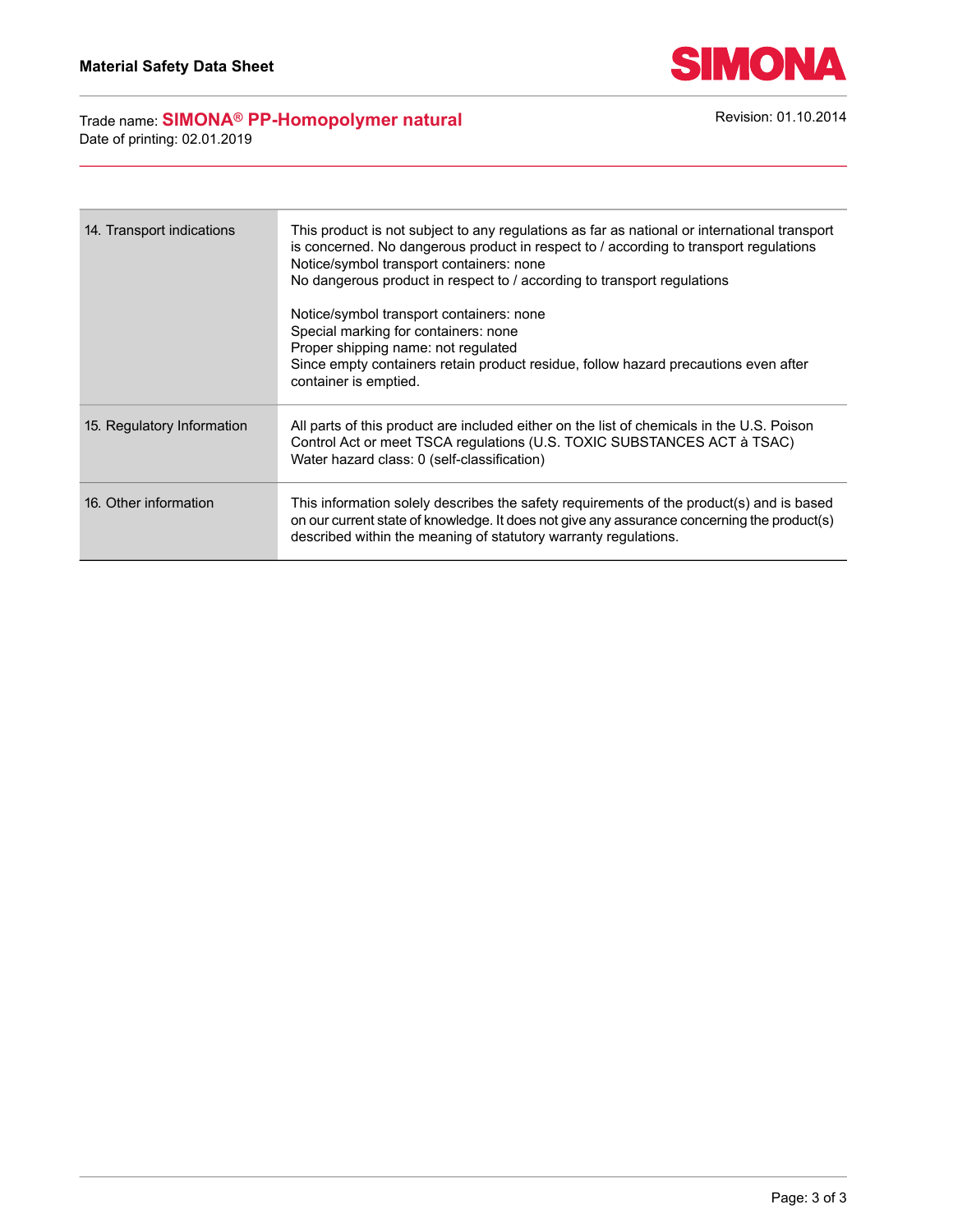**Material Safety Data Sheet**

Trade name: **SIMONA® PP-Homopolymer natural**
Date of printing: 02.01.2019

Revision: 01.10.2014

| | |
|---|---|
| 14. Transport indications | This product is not subject to any regulations as far as national or international transport is concerned. No dangerous product in respect to / according to transport regulations<br>Notice/symbol transport containers: none<br>No dangerous product in respect to / according to transport regulations<br><br>Notice/symbol transport containers: none<br>Special marking for containers: none<br>Proper shipping name: not regulated<br>Since empty containers retain product residue, follow hazard precautions even after container is emptied. |
| 15. Regulatory Information | All parts of this product are included either on the list of chemicals in the U.S. Poison Control Act or meet TSCA regulations (U.S. TOXIC SUBSTANCES ACT à TSAC)<br>Water hazard class: 0 (self-classification) |
| 16. Other information | This information solely describes the safety requirements of the product(s) and is based on our current state of knowledge. It does not give any assurance concerning the product(s) described within the meaning of statutory warranty regulations. |